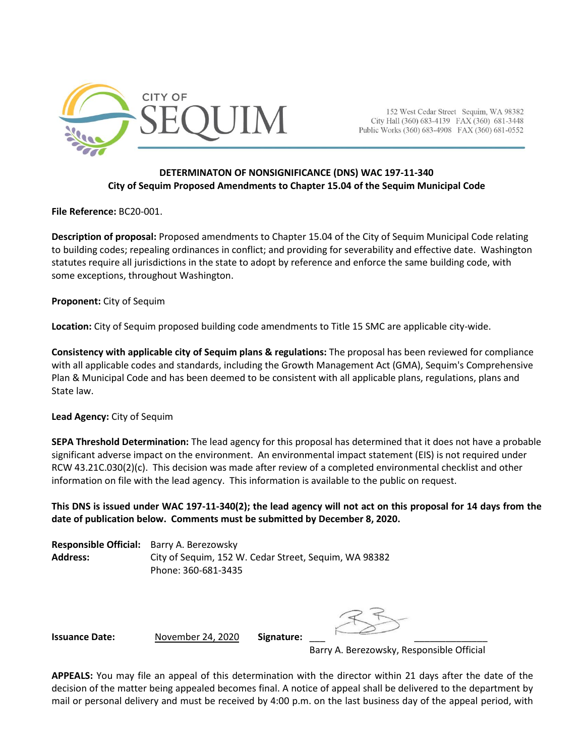CITY OF SEQUIM

152 West Cedar Street Sequim, WA 98382
City Hall (360) 683-4139 FAX (360) 681-3448
Public Works (360) 683-4908 FAX (360) 681-0552

## DETERMINATON OF NONSIGNIFICANCE (DNS) WAC 197-11-340
## City of Sequim Proposed Amendments to Chapter 15.04 of the Sequim Municipal Code

**File Reference:** BC20-001.

**Description of proposal:** Proposed amendments to Chapter 15.04 of the City of Sequim Municipal Code relating to building codes; repealing ordinances in conflict; and providing for severability and effective date. Washington statutes require all jurisdictions in the state to adopt by reference and enforce the same building code, with some exceptions, throughout Washington.

**Proponent:** City of Sequim

**Location:** City of Sequim proposed building code amendments to Title 15 SMC are applicable city-wide.

**Consistency with applicable city of Sequim plans & regulations:** The proposal has been reviewed for compliance with all applicable codes and standards, including the Growth Management Act (GMA), Sequim's Comprehensive Plan & Municipal Code and has been deemed to be consistent with all applicable plans, regulations, plans and State law.

**Lead Agency:** City of Sequim

**SEPA Threshold Determination:** The lead agency for this proposal has determined that it does not have a probable significant adverse impact on the environment. An environmental impact statement (EIS) is not required under RCW 43.21C.030(2)(c). This decision was made after review of a completed environmental checklist and other information on file with the lead agency. This information is available to the public on request.

**This DNS is issued under WAC 197-11-340(2); the lead agency will not act on this proposal for 14 days from the date of publication below. Comments must be submitted by December 8, 2020.**

**Responsible Official:** Barry A. Berezowsky
**Address:** City of Sequim, 152 W. Cedar Street, Sequim, WA 98382
Phone: 360-681-3435

**Issuance Date:** November 24, 2020 **Signature:** ___ ______________
Barry A. Berezowsky, Responsible Official

**APPEALS:** You may file an appeal of this determination with the director within 21 days after the date of the decision of the matter being appealed becomes final. A notice of appeal shall be delivered to the department by mail or personal delivery and must be received by 4:00 p.m. on the last business day of the appeal period, with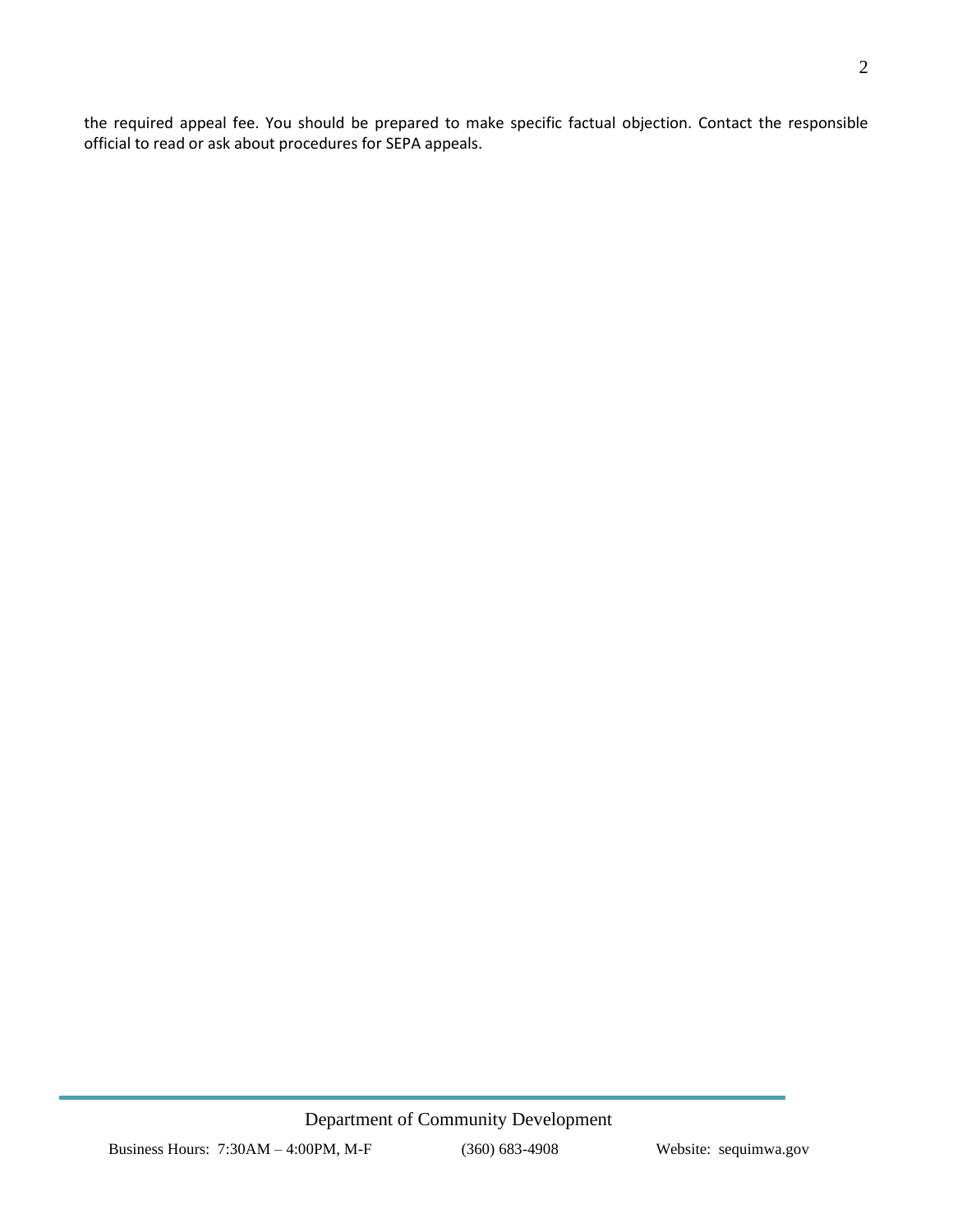the required appeal fee. You should be prepared to make specific factual objection. Contact the responsible official to read or ask about procedures for SEPA appeals.